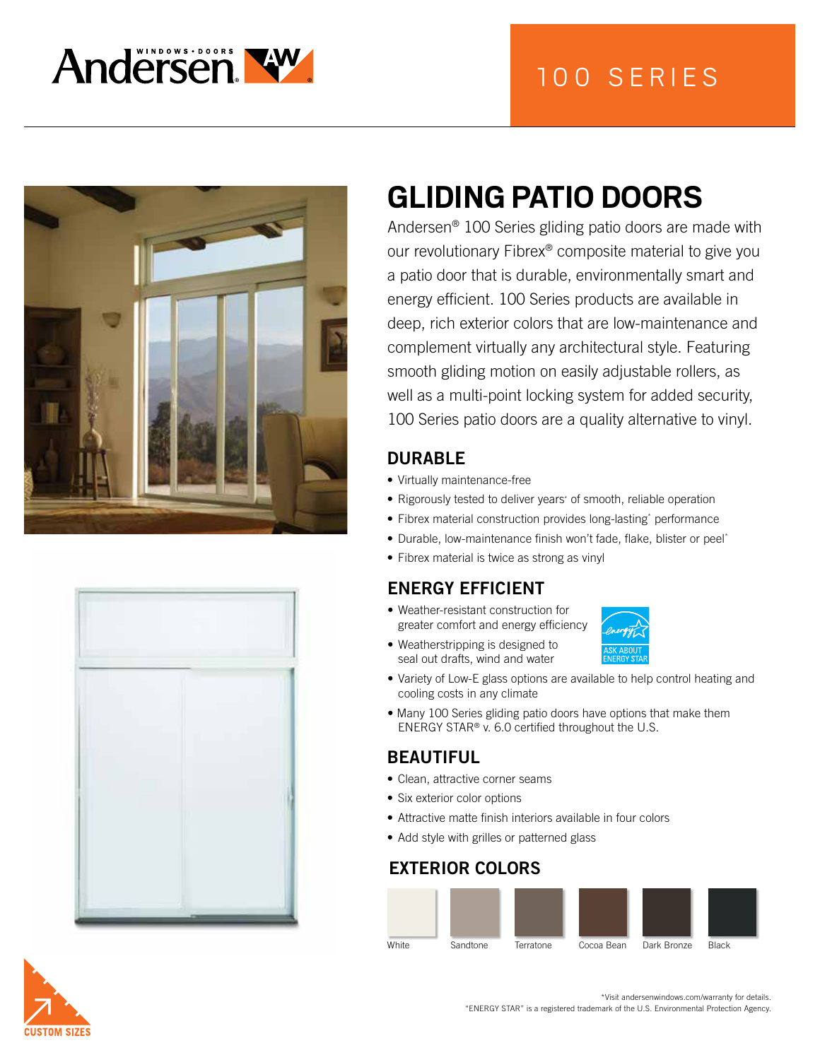Andersen WINDOWS • DOORS

100 SERIES

# GLIDING PATIO DOORS

Andersen® 100 Series gliding patio doors are made with our revolutionary Fibrex® composite material to give you a patio door that is durable, environmentally smart and energy efficient. 100 Series products are available in deep, rich exterior colors that are low-maintenance and complement virtually any architectural style. Featuring smooth gliding motion on easily adjustable rollers, as well as a multi-point locking system for added security, 100 Series patio doors are a quality alternative to vinyl.

## DURABLE

- Virtually maintenance-free
- Rigorously tested to deliver years* of smooth, reliable operation
- Fibrex material construction provides long-lasting* performance
- Durable, low-maintenance finish won't fade, flake, blister or peel*
- Fibrex material is twice as strong as vinyl

## ENERGY EFFICIENT

- Weather-resistant construction for greater comfort and energy efficiency
- Weatherstripping is designed to seal out drafts, wind and water
- Variety of Low-E glass options are available to help control heating and cooling costs in any climate
- Many 100 Series gliding patio doors have options that make them ENERGY STAR® v. 6.0 certified throughout the U.S.

ASK ABOUT ENERGY STAR

## BEAUTIFUL

- Clean, attractive corner seams
- Six exterior color options
- Attractive matte finish interiors available in four colors
- Add style with grilles or patterned glass

## EXTERIOR COLORS

White, Sandtone, Terratone, Cocoa Bean, Dark Bronze, Black

CUSTOM SIZES

*Visit andersenwindows.com/warranty for details.
"ENERGY STAR" is a registered trademark of the U.S. Environmental Protection Agency.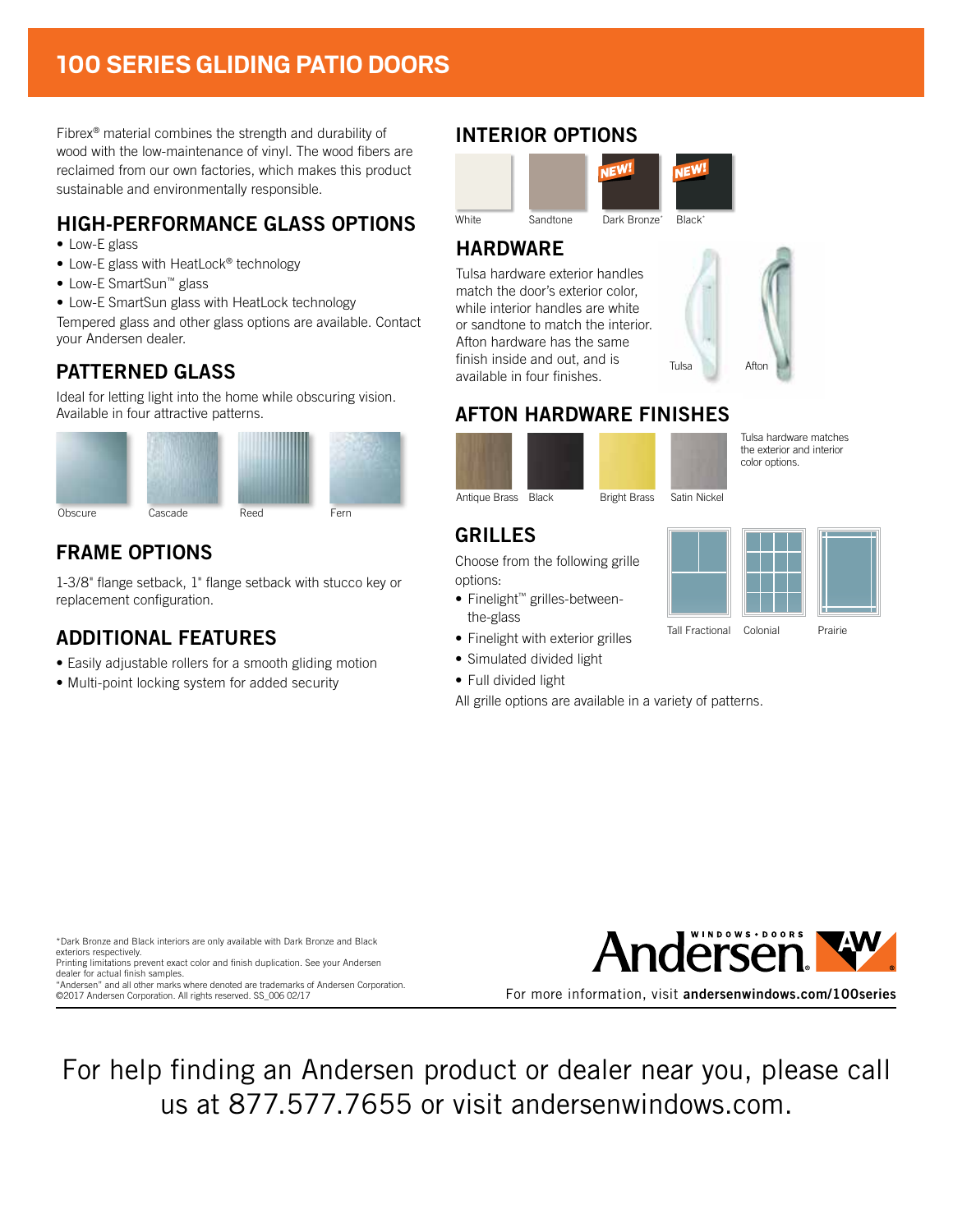# 100 SERIES GLIDING PATIO DOORS

Fibrex® material combines the strength and durability of wood with the low-maintenance of vinyl. The wood fibers are reclaimed from our own factories, which makes this product sustainable and environmentally responsible.

## HIGH-PERFORMANCE GLASS OPTIONS

- Low-E glass
- Low-E glass with HeatLock® technology
- Low-E SmartSun™ glass
- Low-E SmartSun glass with HeatLock technology

Tempered glass and other glass options are available. Contact your Andersen dealer.

## PATTERNED GLASS

Ideal for letting light into the home while obscuring vision. Available in four attractive patterns.

Obscure | Cascade | Reed | Fern

## FRAME OPTIONS

1-3/8" flange setback, 1" flange setback with stucco key or replacement configuration.

## ADDITIONAL FEATURES

- Easily adjustable rollers for a smooth gliding motion
- Multi-point locking system for added security

## INTERIOR OPTIONS

White | Sandtone | NEW! Dark Bronze* | NEW! Black*

## HARDWARE

Tulsa hardware exterior handles match the door's exterior color, while interior handles are white or sandtone to match the interior. Afton hardware has the same finish inside and out, and is available in four finishes.

Tulsa | Afton

## AFTON HARDWARE FINISHES

Antique Brass | Black | Bright Brass | Satin Nickel

Tulsa hardware matches the exterior and interior color options.

## GRILLES

Choose from the following grille options:

- Finelight™ grilles-between-the-glass
- Finelight with exterior grilles
- Simulated divided light
- Full divided light

All grille options are available in a variety of patterns.

Tall Fractional | Colonial | Prairie

*Dark Bronze and Black interiors are only available with Dark Bronze and Black exteriors respectively.
Printing limitations prevent exact color and finish duplication. See your Andersen dealer for actual finish samples.
"Andersen" and all other marks where denoted are trademarks of Andersen Corporation.
©2017 Andersen Corporation. All rights reserved. SS_006 02/17

Andersen® WINDOWS • DOORS

For more information, visit **andersenwindows.com/100series**

For help finding an Andersen product or dealer near you, please call us at 877.577.7655 or visit andersenwindows.com.